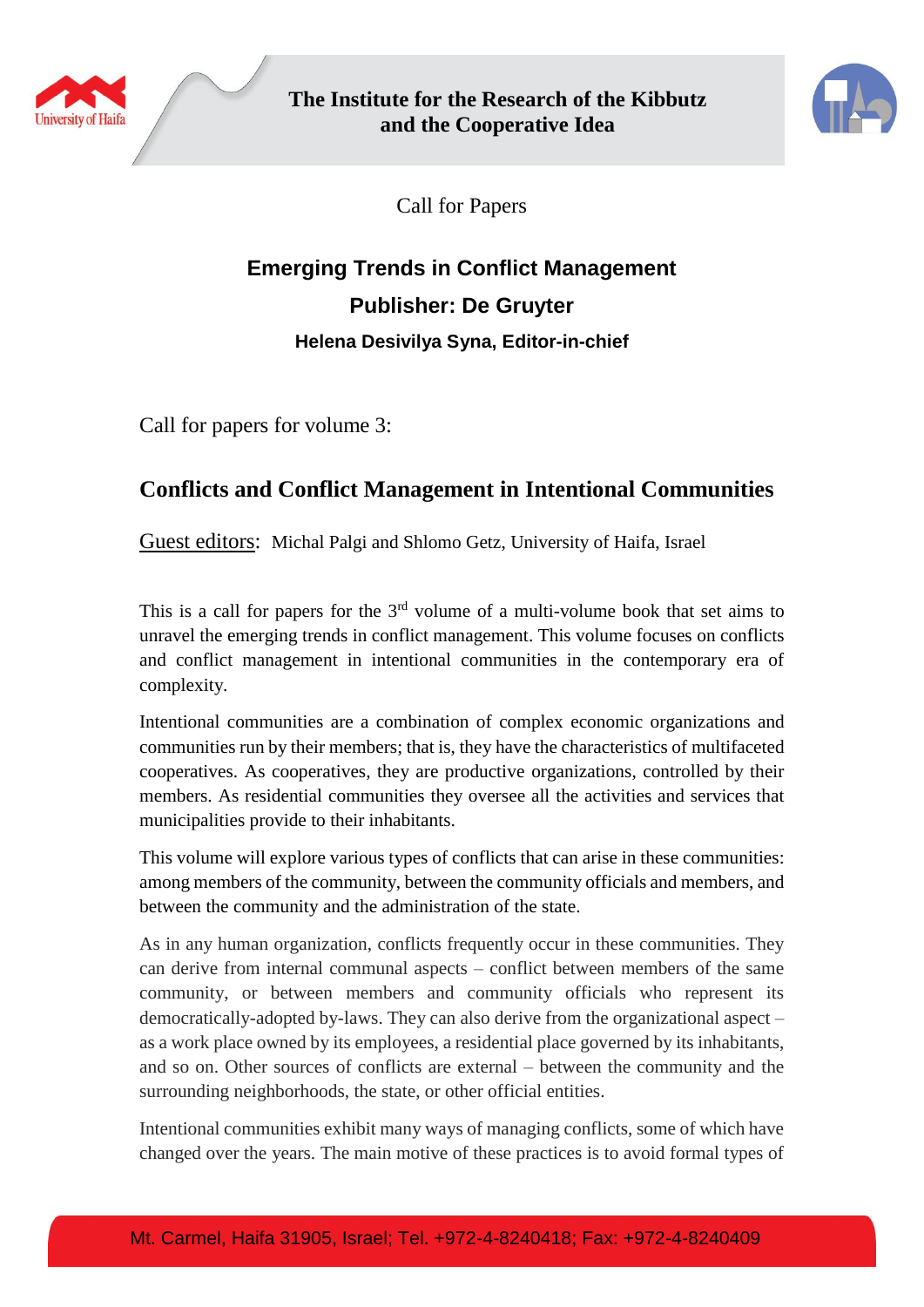**The Institute for the Research of the Kibbutz and the Cooperative Idea**

Call for Papers

# Emerging Trends in Conflict Management

## Publisher: De Gruyter

### Helena Desivilya Syna, Editor-in-chief

Call for papers for volume 3:

## Conflicts and Conflict Management in Intentional Communities

Guest editors: Michal Palgi and Shlomo Getz, University of Haifa, Israel

This is a call for papers for the 3rd volume of a multi-volume book that set aims to unravel the emerging trends in conflict management. This volume focuses on conflicts and conflict management in intentional communities in the contemporary era of complexity.

Intentional communities are a combination of complex economic organizations and communities run by their members; that is, they have the characteristics of multifaceted cooperatives. As cooperatives, they are productive organizations, controlled by their members. As residential communities they oversee all the activities and services that municipalities provide to their inhabitants.

This volume will explore various types of conflicts that can arise in these communities: among members of the community, between the community officials and members, and between the community and the administration of the state.

As in any human organization, conflicts frequently occur in these communities. They can derive from internal communal aspects – conflict between members of the same community, or between members and community officials who represent its democratically-adopted by-laws. They can also derive from the organizational aspect – as a work place owned by its employees, a residential place governed by its inhabitants, and so on. Other sources of conflicts are external – between the community and the surrounding neighborhoods, the state, or other official entities.

Intentional communities exhibit many ways of managing conflicts, some of which have changed over the years. The main motive of these practices is to avoid formal types of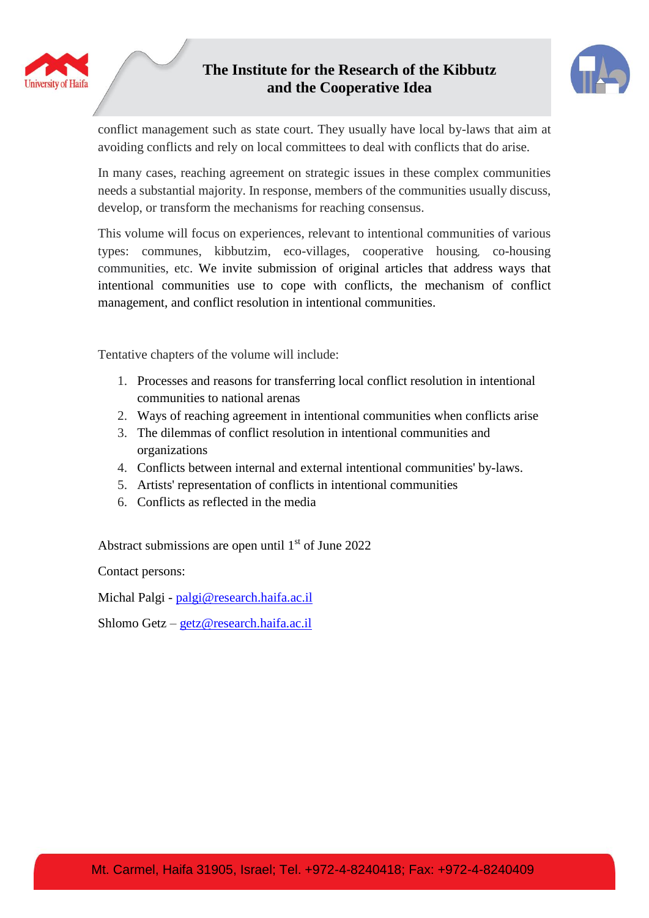conflict management such as state court. They usually have local by-laws that aim at avoiding conflicts and rely on local committees to deal with conflicts that do arise.

In many cases, reaching agreement on strategic issues in these complex communities needs a substantial majority. In response, members of the communities usually discuss, develop, or transform the mechanisms for reaching consensus.

This volume will focus on experiences, relevant to intentional communities of various types: communes, kibbutzim, eco-villages, cooperative housing, co-housing communities, etc. We invite submission of original articles that address ways that intentional communities use to cope with conflicts, the mechanism of conflict management, and conflict resolution in intentional communities.

Tentative chapters of the volume will include:

1. Processes and reasons for transferring local conflict resolution in intentional communities to national arenas
2. Ways of reaching agreement in intentional communities when conflicts arise
3. The dilemmas of conflict resolution in intentional communities and organizations
4. Conflicts between internal and external intentional communities' by-laws.
5. Artists' representation of conflicts in intentional communities
6. Conflicts as reflected in the media

Abstract submissions are open until 1st of June 2022

Contact persons:

Michal Palgi - palgi@research.haifa.ac.il

Shlomo Getz – getz@research.haifa.ac.il